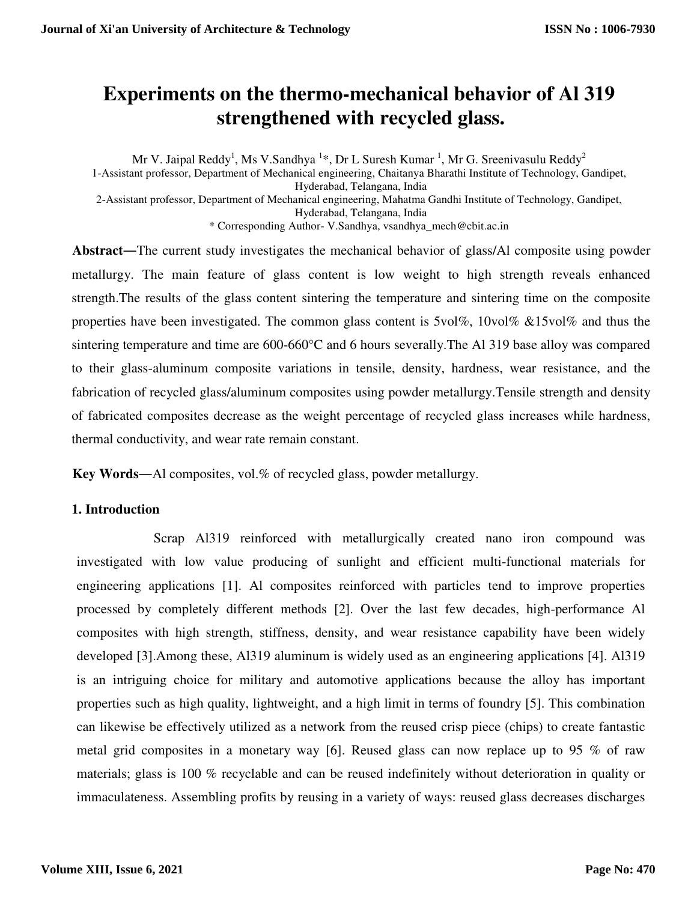# Experiments on the thermo-mechanical behavior of Al 319 strengthened with recycled glass.

Mr V. Jaipal Reddy[1], Ms V.Sandhya [1]*, Dr L Suresh Kumar [1], Mr G. Sreenivasulu Reddy[2]

1-Assistant professor, Department of Mechanical engineering, Chaitanya Bharathi Institute of Technology, Gandipet, Hyderabad, Telangana, India

2-Assistant professor, Department of Mechanical engineering, Mahatma Gandhi Institute of Technology, Gandipet, Hyderabad, Telangana, India

* Corresponding Author- V.Sandhya, vsandhya_mech@cbit.ac.in

**Abstract—**The current study investigates the mechanical behavior of glass/Al composite using powder metallurgy. The main feature of glass content is low weight to high strength reveals enhanced strength.The results of the glass content sintering the temperature and sintering time on the composite properties have been investigated. The common glass content is 5vol%, 10vol% &15vol% and thus the sintering temperature and time are 600-660°C and 6 hours severally.The Al 319 base alloy was compared to their glass-aluminum composite variations in tensile, density, hardness, wear resistance, and the fabrication of recycled glass/aluminum composites using powder metallurgy.Tensile strength and density of fabricated composites decrease as the weight percentage of recycled glass increases while hardness, thermal conductivity, and wear rate remain constant.

**Key Words—**Al composites, vol.% of recycled glass, powder metallurgy.

## 1. Introduction

Scrap Al319 reinforced with metallurgically created nano iron compound was investigated with low value producing of sunlight and efficient multi-functional materials for engineering applications [1]. Al composites reinforced with particles tend to improve properties processed by completely different methods [2]. Over the last few decades, high-performance Al composites with high strength, stiffness, density, and wear resistance capability have been widely developed [3].Among these, Al319 aluminum is widely used as an engineering applications [4]. Al319 is an intriguing choice for military and automotive applications because the alloy has important properties such as high quality, lightweight, and a high limit in terms of foundry [5]. This combination can likewise be effectively utilized as a network from the reused crisp piece (chips) to create fantastic metal grid composites in a monetary way [6]. Reused glass can now replace up to 95 % of raw materials; glass is 100 % recyclable and can be reused indefinitely without deterioration in quality or immaculateness. Assembling profits by reusing in a variety of ways: reused glass decreases discharges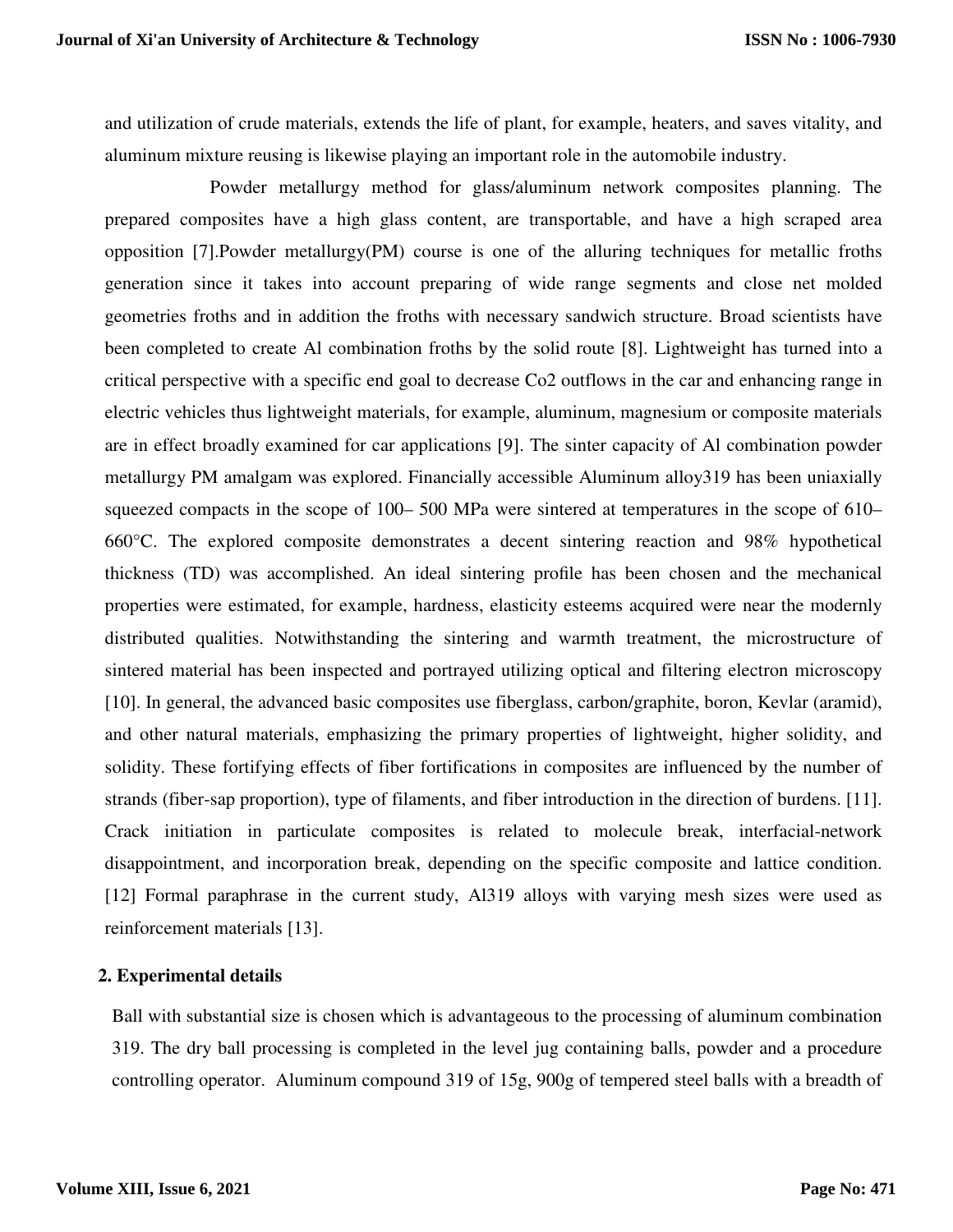and utilization of crude materials, extends the life of plant, for example, heaters, and saves vitality, and aluminum mixture reusing is likewise playing an important role in the automobile industry.

Powder metallurgy method for glass/aluminum network composites planning. The prepared composites have a high glass content, are transportable, and have a high scraped area opposition [7].Powder metallurgy(PM) course is one of the alluring techniques for metallic froths generation since it takes into account preparing of wide range segments and close net molded geometries froths and in addition the froths with necessary sandwich structure. Broad scientists have been completed to create Al combination froths by the solid route [8]. Lightweight has turned into a critical perspective with a specific end goal to decrease Co2 outflows in the car and enhancing range in electric vehicles thus lightweight materials, for example, aluminum, magnesium or composite materials are in effect broadly examined for car applications [9]. The sinter capacity of Al combination powder metallurgy PM amalgam was explored. Financially accessible Aluminum alloy319 has been uniaxially squeezed compacts in the scope of 100– 500 MPa were sintered at temperatures in the scope of 610–660°C. The explored composite demonstrates a decent sintering reaction and 98% hypothetical thickness (TD) was accomplished. An ideal sintering profile has been chosen and the mechanical properties were estimated, for example, hardness, elasticity esteems acquired were near the modernly distributed qualities. Notwithstanding the sintering and warmth treatment, the microstructure of sintered material has been inspected and portrayed utilizing optical and filtering electron microscopy [10]. In general, the advanced basic composites use fiberglass, carbon/graphite, boron, Kevlar (aramid), and other natural materials, emphasizing the primary properties of lightweight, higher solidity, and solidity. These fortifying effects of fiber fortifications in composites are influenced by the number of strands (fiber-sap proportion), type of filaments, and fiber introduction in the direction of burdens. [11]. Crack initiation in particulate composites is related to molecule break, interfacial-network disappointment, and incorporation break, depending on the specific composite and lattice condition. [12] Formal paraphrase in the current study, Al319 alloys with varying mesh sizes were used as reinforcement materials [13].

## 2. Experimental details

Ball with substantial size is chosen which is advantageous to the processing of aluminum combination 319. The dry ball processing is completed in the level jug containing balls, powder and a procedure controlling operator. Aluminum compound 319 of 15g, 900g of tempered steel balls with a breadth of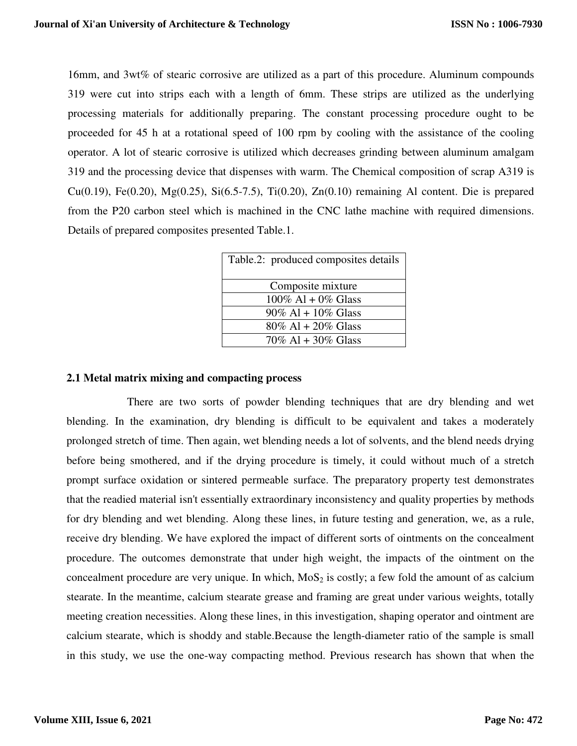16mm, and 3wt% of stearic corrosive are utilized as a part of this procedure. Aluminum compounds 319 were cut into strips each with a length of 6mm. These strips are utilized as the underlying processing materials for additionally preparing. The constant processing procedure ought to be proceeded for 45 h at a rotational speed of 100 rpm by cooling with the assistance of the cooling operator. A lot of stearic corrosive is utilized which decreases grinding between aluminum amalgam 319 and the processing device that dispenses with warm. The Chemical composition of scrap A319 is Cu(0.19), Fe(0.20), Mg(0.25), Si(6.5-7.5), Ti(0.20), Zn(0.10) remaining Al content. Die is prepared from the P20 carbon steel which is machined in the CNC lathe machine with required dimensions. Details of prepared composites presented Table.1.

Table.2: produced composites details

| Composite mixture |
|---|
| 100% Al + 0% Glass |
| 90% Al + 10% Glass |
| 80% Al + 20% Glass |
| 70% Al + 30% Glass |

## 2.1 Metal matrix mixing and compacting process

There are two sorts of powder blending techniques that are dry blending and wet blending. In the examination, dry blending is difficult to be equivalent and takes a moderately prolonged stretch of time. Then again, wet blending needs a lot of solvents, and the blend needs drying before being smothered, and if the drying procedure is timely, it could without much of a stretch prompt surface oxidation or sintered permeable surface. The preparatory property test demonstrates that the readied material isn't essentially extraordinary inconsistency and quality properties by methods for dry blending and wet blending. Along these lines, in future testing and generation, we, as a rule, receive dry blending. We have explored the impact of different sorts of ointments on the concealment procedure. The outcomes demonstrate that under high weight, the impacts of the ointment on the concealment procedure are very unique. In which, $MoS_2$ is costly; a few fold the amount of as calcium stearate. In the meantime, calcium stearate grease and framing are great under various weights, totally meeting creation necessities. Along these lines, in this investigation, shaping operator and ointment are calcium stearate, which is shoddy and stable.Because the length-diameter ratio of the sample is small in this study, we use the one-way compacting method. Previous research has shown that when the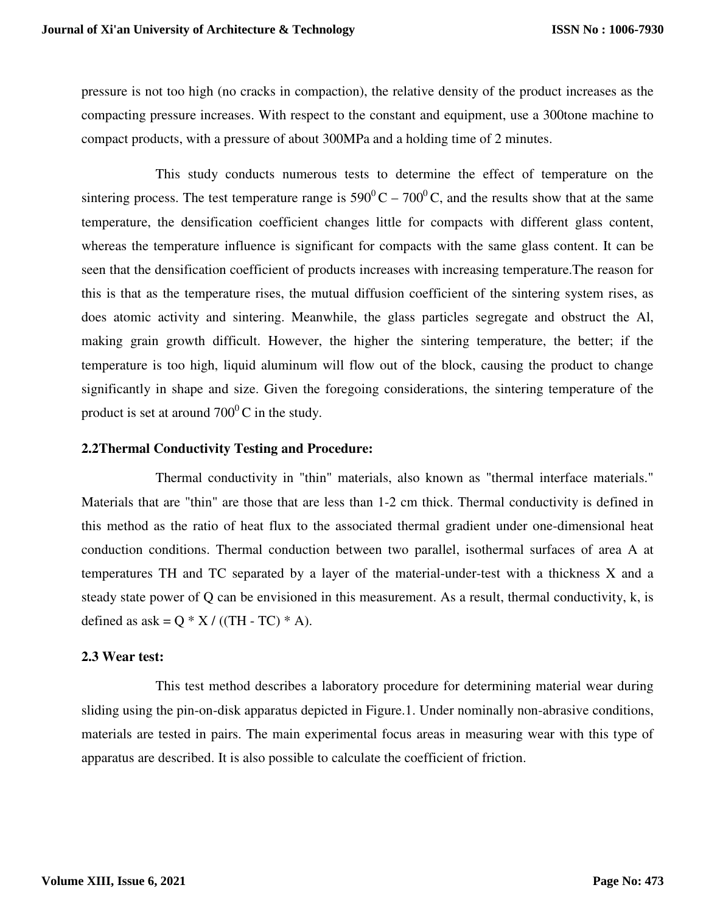pressure is not too high (no cracks in compaction), the relative density of the product increases as the compacting pressure increases. With respect to the constant and equipment, use a 300tone machine to compact products, with a pressure of about 300MPa and a holding time of 2 minutes.

This study conducts numerous tests to determine the effect of temperature on the sintering process. The test temperature range is $590^0$ C – $700^0$ C, and the results show that at the same temperature, the densification coefficient changes little for compacts with different glass content, whereas the temperature influence is significant for compacts with the same glass content. It can be seen that the densification coefficient of products increases with increasing temperature.The reason for this is that as the temperature rises, the mutual diffusion coefficient of the sintering system rises, as does atomic activity and sintering. Meanwhile, the glass particles segregate and obstruct the Al, making grain growth difficult. However, the higher the sintering temperature, the better; if the temperature is too high, liquid aluminum will flow out of the block, causing the product to change significantly in shape and size. Given the foregoing considerations, the sintering temperature of the product is set at around $700^0$ C in the study.

### 2.2Thermal Conductivity Testing and Procedure:

Thermal conductivity in "thin" materials, also known as "thermal interface materials." Materials that are "thin" are those that are less than 1-2 cm thick. Thermal conductivity is defined in this method as the ratio of heat flux to the associated thermal gradient under one-dimensional heat conduction conditions. Thermal conduction between two parallel, isothermal surfaces of area A at temperatures TH and TC separated by a layer of the material-under-test with a thickness X and a steady state power of Q can be envisioned in this measurement. As a result, thermal conductivity, k, is defined as ask = Q * X / ((TH - TC) * A).

### 2.3 Wear test:

This test method describes a laboratory procedure for determining material wear during sliding using the pin-on-disk apparatus depicted in Figure.1. Under nominally non-abrasive conditions, materials are tested in pairs. The main experimental focus areas in measuring wear with this type of apparatus are described. It is also possible to calculate the coefficient of friction.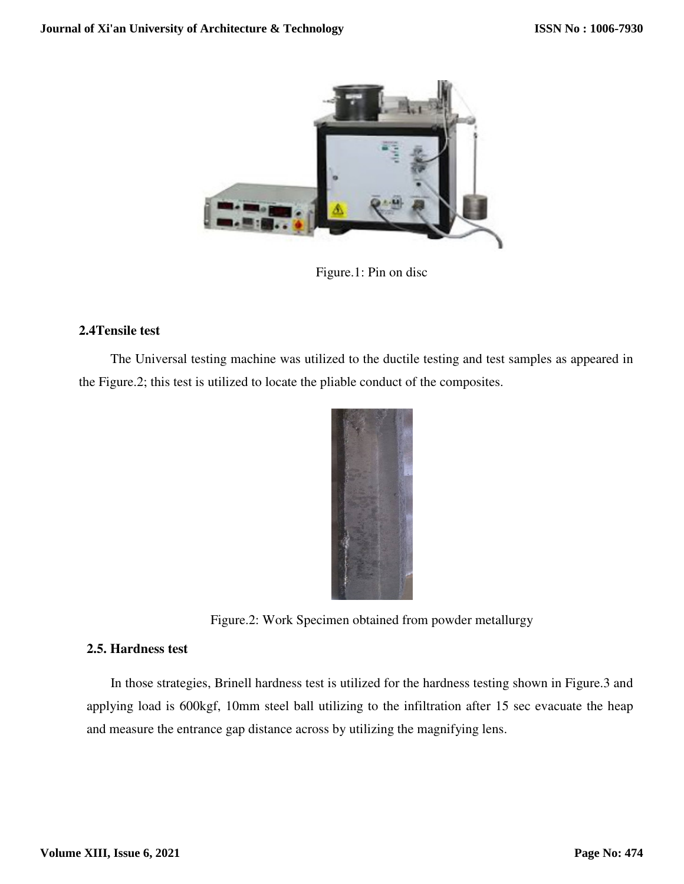Figure.1: Pin on disc

### 2.4Tensile test

The Universal testing machine was utilized to the ductile testing and test samples as appeared in the Figure.2; this test is utilized to locate the pliable conduct of the composites.

Figure.2: Work Specimen obtained from powder metallurgy

### 2.5. Hardness test

In those strategies, Brinell hardness test is utilized for the hardness testing shown in Figure.3 and applying load is 600kgf, 10mm steel ball utilizing to the infiltration after 15 sec evacuate the heap and measure the entrance gap distance across by utilizing the magnifying lens.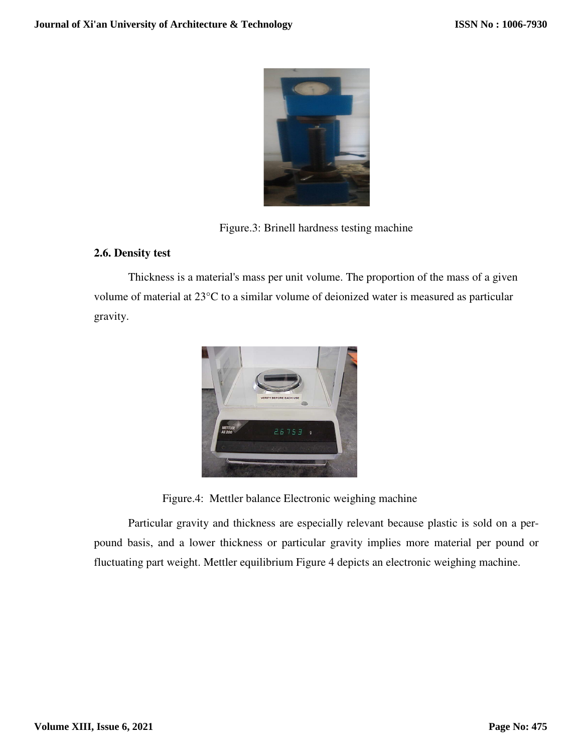Figure.3: Brinell hardness testing machine

### 2.6. Density test

Thickness is a material's mass per unit volume. The proportion of the mass of a given volume of material at 23°C to a similar volume of deionized water is measured as particular gravity.

Figure.4: Mettler balance Electronic weighing machine

Particular gravity and thickness are especially relevant because plastic is sold on a per-pound basis, and a lower thickness or particular gravity implies more material per pound or fluctuating part weight. Mettler equilibrium Figure 4 depicts an electronic weighing machine.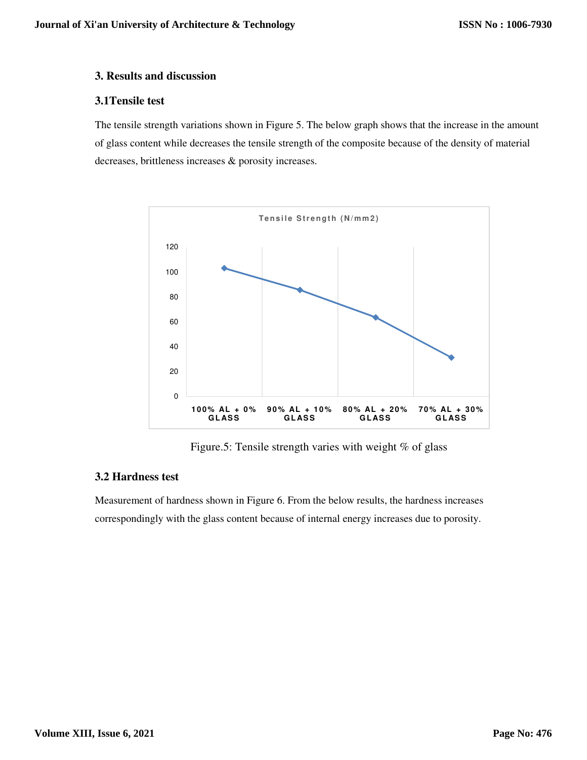## 3. Results and discussion

### 3.1Tensile test

The tensile strength variations shown in Figure 5. The below graph shows that the increase in the amount of glass content while decreases the tensile strength of the composite because of the density of material decreases, brittleness increases & porosity increases.

Figure.5: Tensile strength varies with weight % of glass

### 3.2 Hardness test

Measurement of hardness shown in Figure 6. From the below results, the hardness increases correspondingly with the glass content because of internal energy increases due to porosity.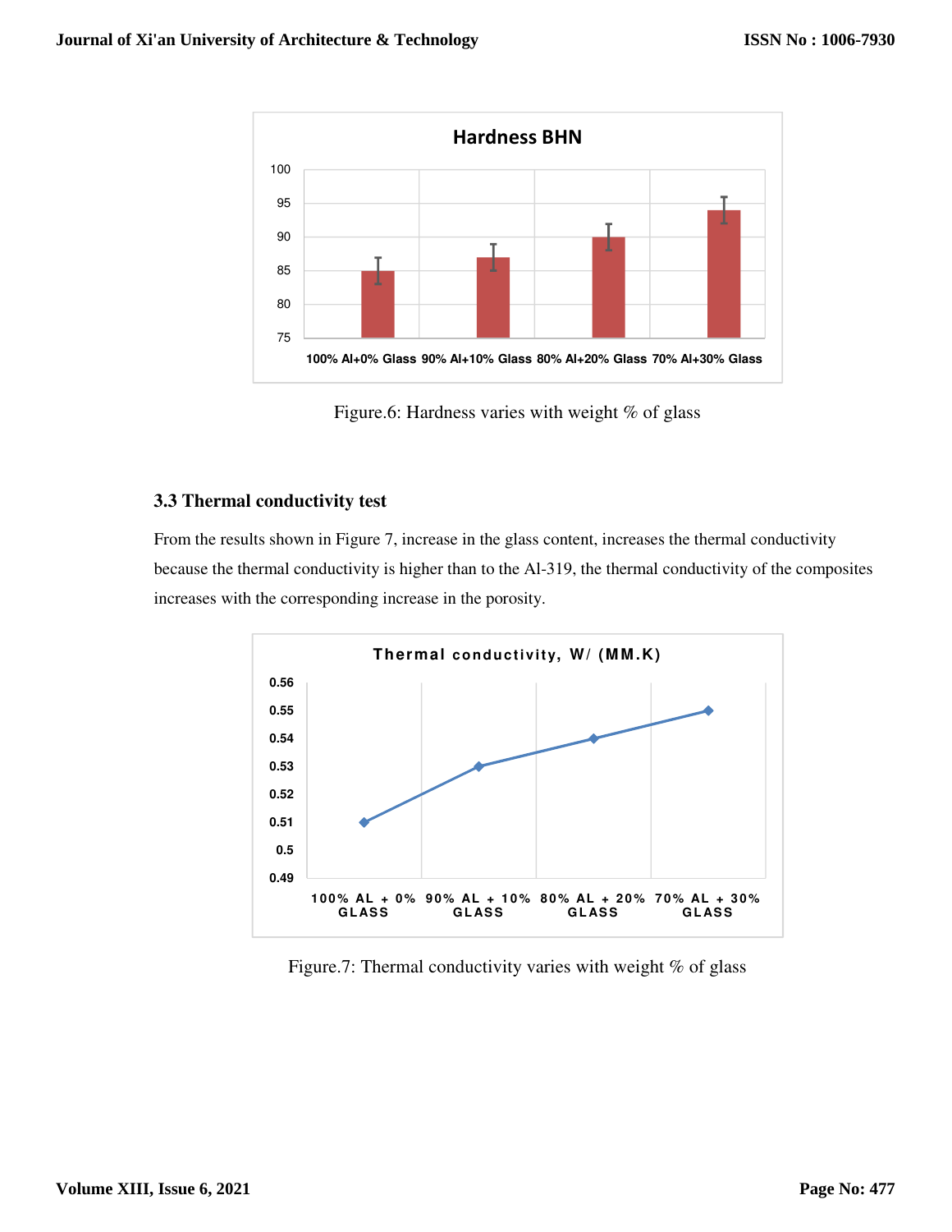Figure.6: Hardness varies with weight % of glass

### 3.3 Thermal conductivity test

From the results shown in Figure 7, increase in the glass content, increases the thermal conductivity because the thermal conductivity is higher than to the Al-319, the thermal conductivity of the composites increases with the corresponding increase in the porosity.

Figure.7: Thermal conductivity varies with weight % of glass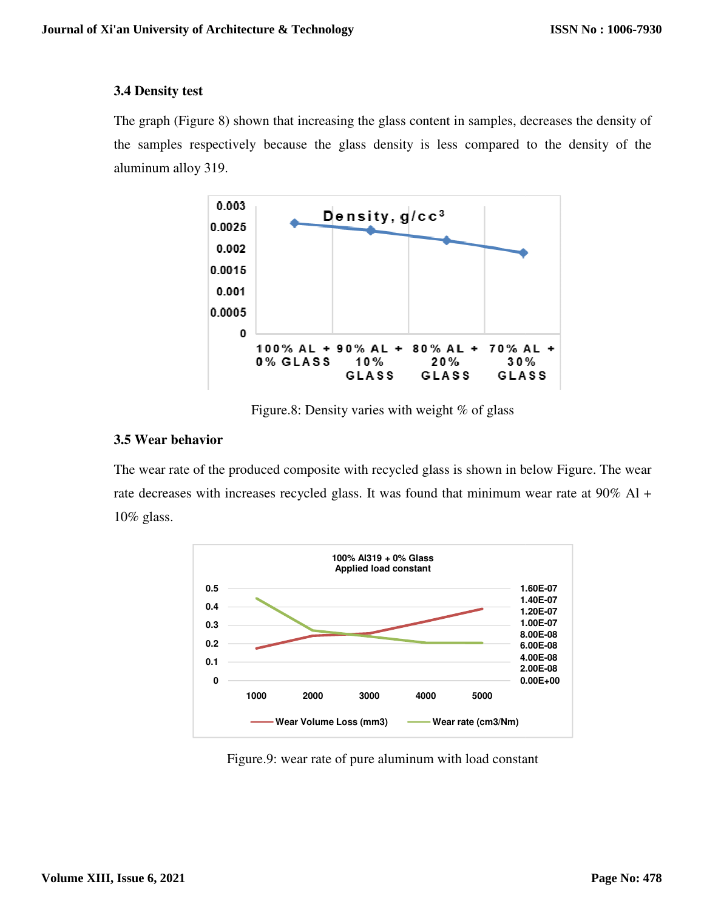### 3.4 Density test

The graph (Figure 8) shown that increasing the glass content in samples, decreases the density of the samples respectively because the glass density is less compared to the density of the aluminum alloy 319.

Figure.8: Density varies with weight % of glass

### 3.5 Wear behavior

The wear rate of the produced composite with recycled glass is shown in below Figure. The wear rate decreases with increases recycled glass. It was found that minimum wear rate at 90% Al + 10% glass.

Figure.9: wear rate of pure aluminum with load constant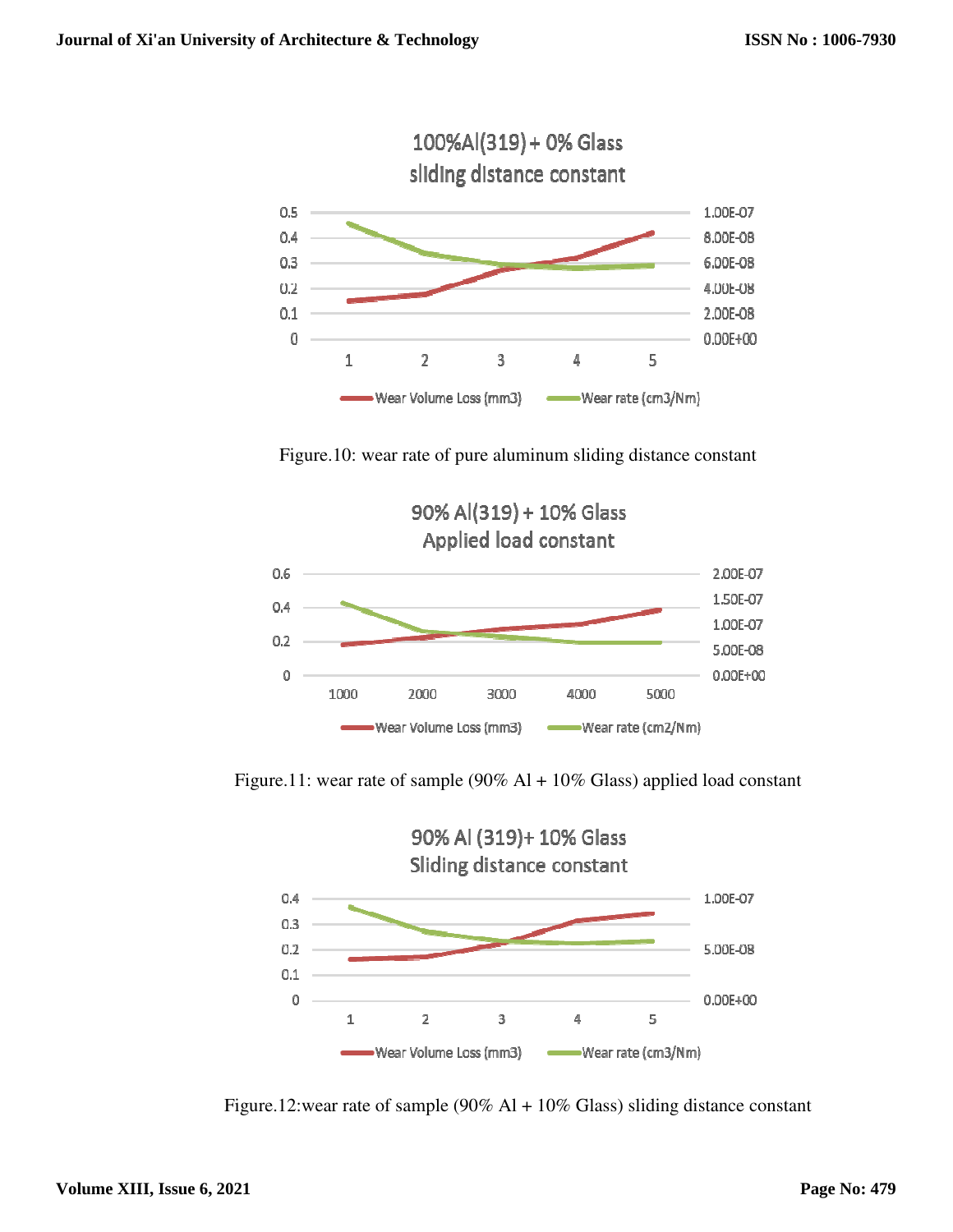Figure.10: wear rate of pure aluminum sliding distance constant

Figure.11: wear rate of sample (90% Al + 10% Glass) applied load constant

Figure.12:wear rate of sample (90% Al + 10% Glass) sliding distance constant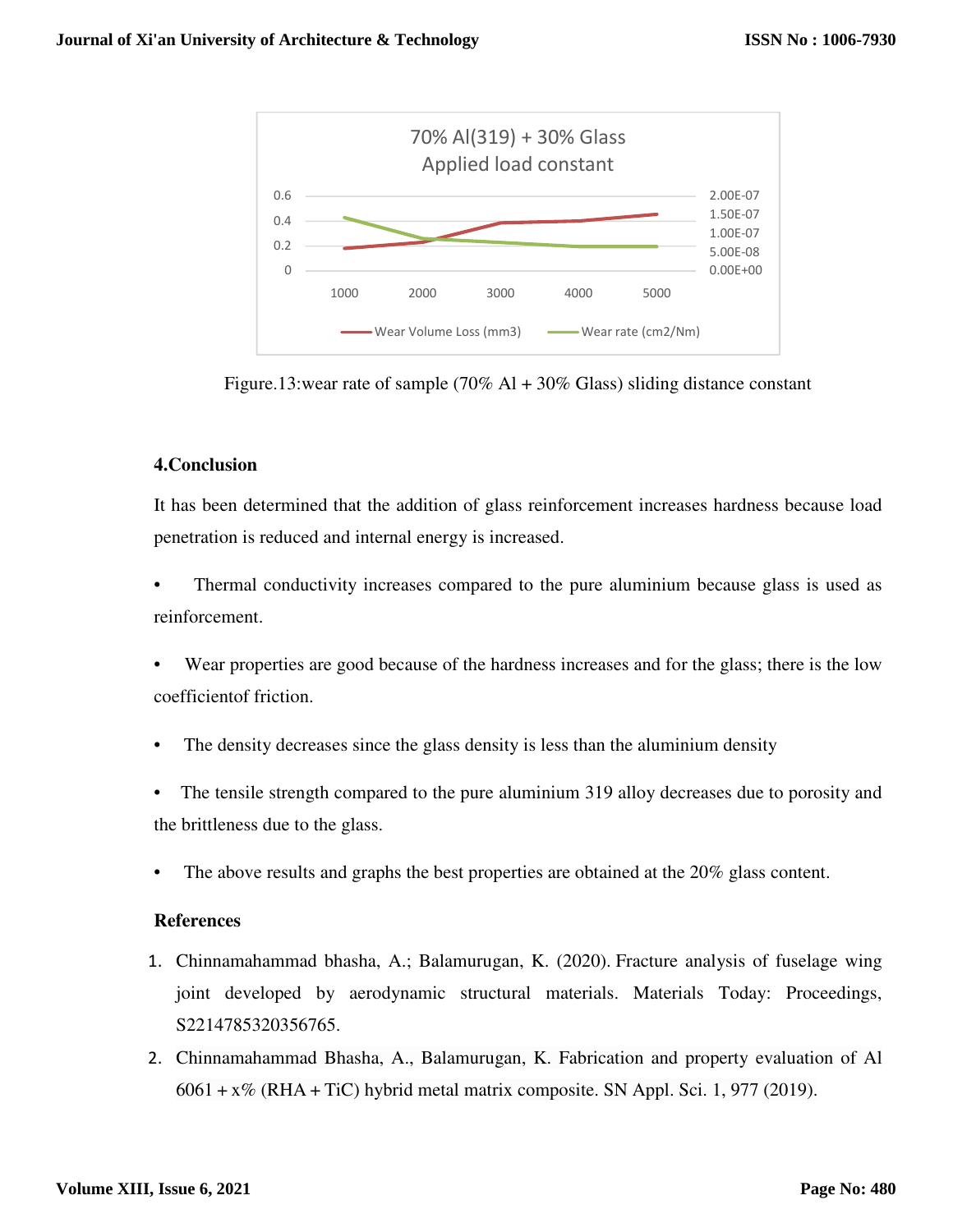Figure.13:wear rate of sample (70% Al + 30% Glass) sliding distance constant

## 4.Conclusion

It has been determined that the addition of glass reinforcement increases hardness because load penetration is reduced and internal energy is increased.

- Thermal conductivity increases compared to the pure aluminium because glass is used as reinforcement.
- Wear properties are good because of the hardness increases and for the glass; there is the low coefficientof friction.
- The density decreases since the glass density is less than the aluminium density
- The tensile strength compared to the pure aluminium 319 alloy decreases due to porosity and the brittleness due to the glass.
- The above results and graphs the best properties are obtained at the 20% glass content.

## References

1. Chinnamahammad bhasha, A.; Balamurugan, K. (2020). Fracture analysis of fuselage wing joint developed by aerodynamic structural materials. Materials Today: Proceedings, S2214785320356765.
2. Chinnamahammad Bhasha, A., Balamurugan, K. Fabrication and property evaluation of Al 6061 + x% (RHA + TiC) hybrid metal matrix composite. SN Appl. Sci. 1, 977 (2019).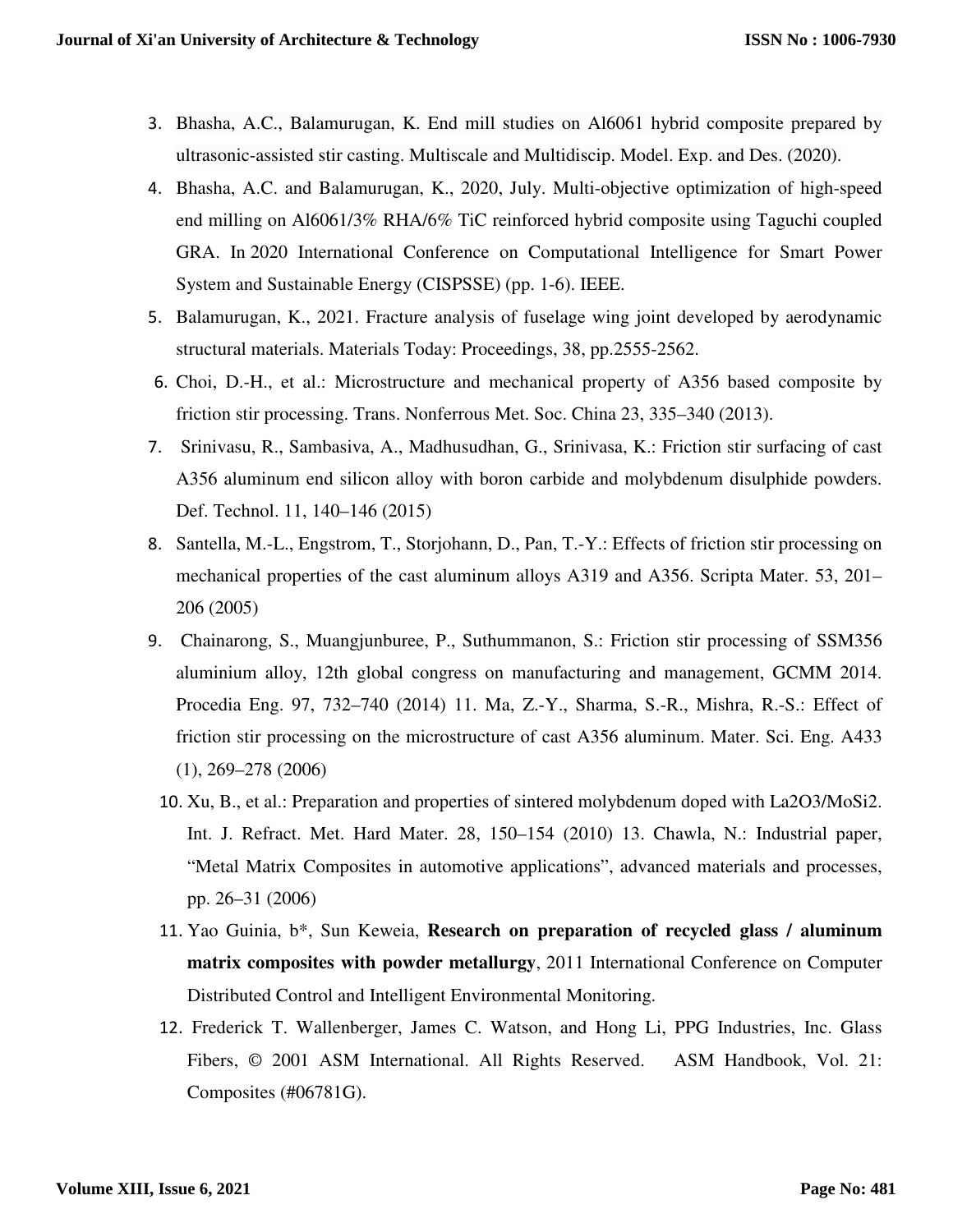3. Bhasha, A.C., Balamurugan, K. End mill studies on Al6061 hybrid composite prepared by ultrasonic-assisted stir casting. Multiscale and Multidiscip. Model. Exp. and Des. (2020).
4. Bhasha, A.C. and Balamurugan, K., 2020, July. Multi-objective optimization of high-speed end milling on Al6061/3% RHA/6% TiC reinforced hybrid composite using Taguchi coupled GRA. In 2020 International Conference on Computational Intelligence for Smart Power System and Sustainable Energy (CISPSSE) (pp. 1-6). IEEE.
5. Balamurugan, K., 2021. Fracture analysis of fuselage wing joint developed by aerodynamic structural materials. Materials Today: Proceedings, 38, pp.2555-2562.
6. Choi, D.-H., et al.: Microstructure and mechanical property of A356 based composite by friction stir processing. Trans. Nonferrous Met. Soc. China 23, 335–340 (2013).
7. Srinivasu, R., Sambasiva, A., Madhusudhan, G., Srinivasa, K.: Friction stir surfacing of cast A356 aluminum end silicon alloy with boron carbide and molybdenum disulphide powders. Def. Technol. 11, 140–146 (2015)
8. Santella, M.-L., Engstrom, T., Storjohann, D., Pan, T.-Y.: Effects of friction stir processing on mechanical properties of the cast aluminum alloys A319 and A356. Scripta Mater. 53, 201–206 (2005)
9. Chainarong, S., Muangjunburee, P., Suthummanon, S.: Friction stir processing of SSM356 aluminium alloy, 12th global congress on manufacturing and management, GCMM 2014. Procedia Eng. 97, 732–740 (2014) 11. Ma, Z.-Y., Sharma, S.-R., Mishra, R.-S.: Effect of friction stir processing on the microstructure of cast A356 aluminum. Mater. Sci. Eng. A433 (1), 269–278 (2006)
10. Xu, B., et al.: Preparation and properties of sintered molybdenum doped with $La_2O_3$/$MoSi_2$. Int. J. Refract. Met. Hard Mater. 28, 150–154 (2010) 13. Chawla, N.: Industrial paper, “Metal Matrix Composites in automotive applications”, advanced materials and processes, pp. 26–31 (2006)
11. Yao Guinia, b*, Sun Keweia, **Research on preparation of recycled glass / aluminum matrix composites with powder metallurgy**, 2011 International Conference on Computer Distributed Control and Intelligent Environmental Monitoring.
12. Frederick T. Wallenberger, James C. Watson, and Hong Li, PPG Industries, Inc. Glass Fibers, © 2001 ASM International. All Rights Reserved. ASM Handbook, Vol. 21: Composites (#06781G).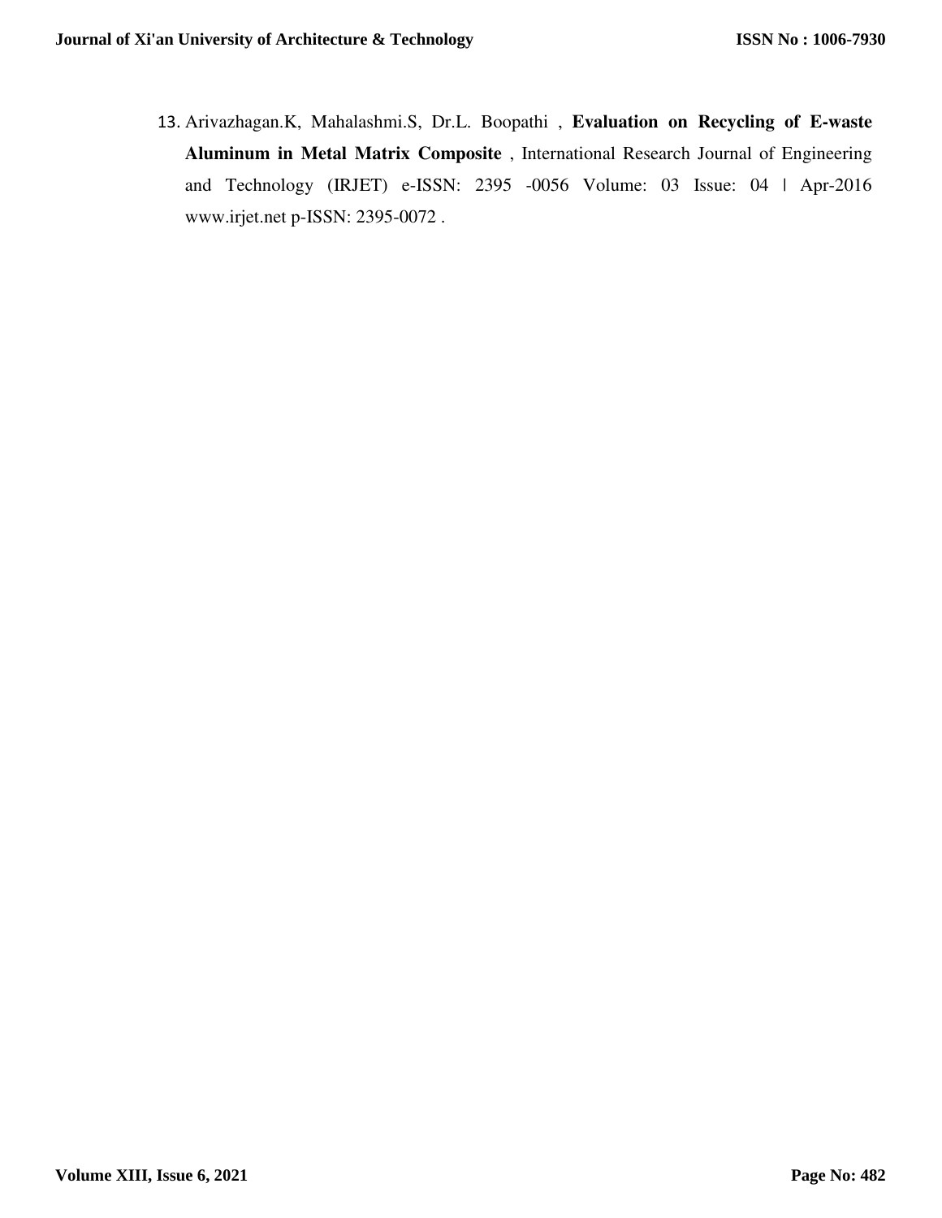13. Arivazhagan.K, Mahalashmi.S, Dr.L. Boopathi , **Evaluation on Recycling of E-waste Aluminum in Metal Matrix Composite** , International Research Journal of Engineering and Technology (IRJET) e-ISSN: 2395 -0056 Volume: 03 Issue: 04 | Apr-2016 www.irjet.net p-ISSN: 2395-0072 .